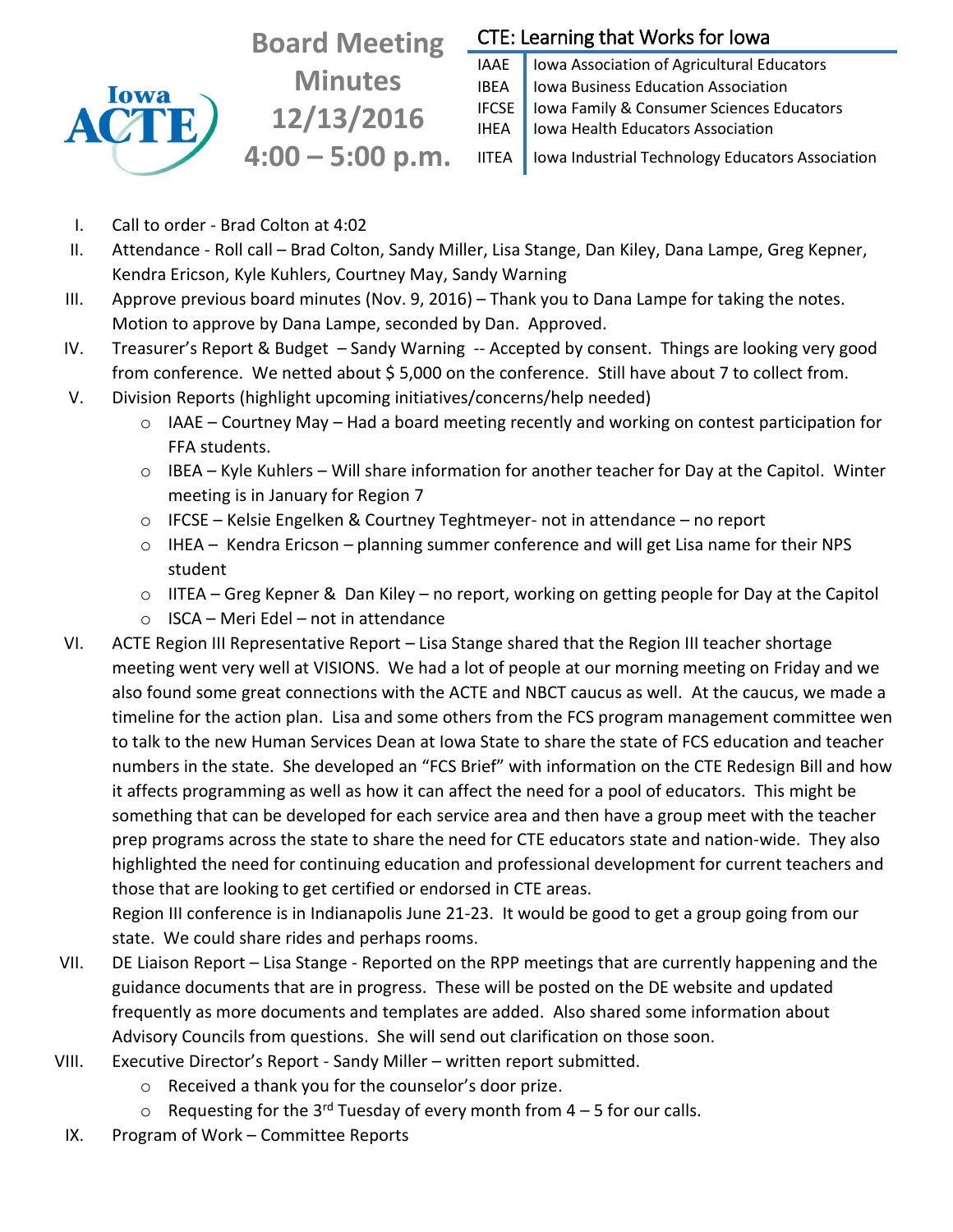Iowa ACTE

# Board Meeting Minutes 12/13/2016 4:00 – 5:00 p.m.

**CTE: Learning that Works for Iowa**

| | |
|---|---|
| IAAE | Iowa Association of Agricultural Educators |
| IBEA | Iowa Business Education Association |
| IFCSE | Iowa Family & Consumer Sciences Educators |
| IHEA | Iowa Health Educators Association |
| IITEA | Iowa Industrial Technology Educators Association |

I. Call to order - Brad Colton at 4:02

II. Attendance - Roll call – Brad Colton, Sandy Miller, Lisa Stange, Dan Kiley, Dana Lampe, Greg Kepner, Kendra Ericson, Kyle Kuhlers, Courtney May, Sandy Warning

III. Approve previous board minutes (Nov. 9, 2016) – Thank you to Dana Lampe for taking the notes. Motion to approve by Dana Lampe, seconded by Dan. Approved.

IV. Treasurer's Report & Budget – Sandy Warning -- Accepted by consent. Things are looking very good from conference. We netted about $ 5,000 on the conference. Still have about 7 to collect from.

V. Division Reports (highlight upcoming initiatives/concerns/help needed)
   - IAAE – Courtney May – Had a board meeting recently and working on contest participation for FFA students.
   - IBEA – Kyle Kuhlers – Will share information for another teacher for Day at the Capitol. Winter meeting is in January for Region 7
   - IFCSE – Kelsie Engelken & Courtney Teghtmeyer- not in attendance – no report
   - IHEA – Kendra Ericson – planning summer conference and will get Lisa name for their NPS student
   - IITEA – Greg Kepner & Dan Kiley – no report, working on getting people for Day at the Capitol
   - ISCA – Meri Edel – not in attendance

VI. ACTE Region III Representative Report – Lisa Stange shared that the Region III teacher shortage meeting went very well at VISIONS. We had a lot of people at our morning meeting on Friday and we also found some great connections with the ACTE and NBCT caucus as well. At the caucus, we made a timeline for the action plan. Lisa and some others from the FCS program management committee wen to talk to the new Human Services Dean at Iowa State to share the state of FCS education and teacher numbers in the state. She developed an "FCS Brief" with information on the CTE Redesign Bill and how it affects programming as well as how it can affect the need for a pool of educators. This might be something that can be developed for each service area and then have a group meet with the teacher prep programs across the state to share the need for CTE educators state and nation-wide. They also highlighted the need for continuing education and professional development for current teachers and those that are looking to get certified or endorsed in CTE areas.

   Region III conference is in Indianapolis June 21-23. It would be good to get a group going from our state. We could share rides and perhaps rooms.

VII. DE Liaison Report – Lisa Stange - Reported on the RPP meetings that are currently happening and the guidance documents that are in progress. These will be posted on the DE website and updated frequently as more documents and templates are added. Also shared some information about Advisory Councils from questions. She will send out clarification on those soon.

VIII. Executive Director's Report - Sandy Miller – written report submitted.
   - Received a thank you for the counselor's door prize.
   - Requesting for the 3rd Tuesday of every month from 4 – 5 for our calls.

IX. Program of Work – Committee Reports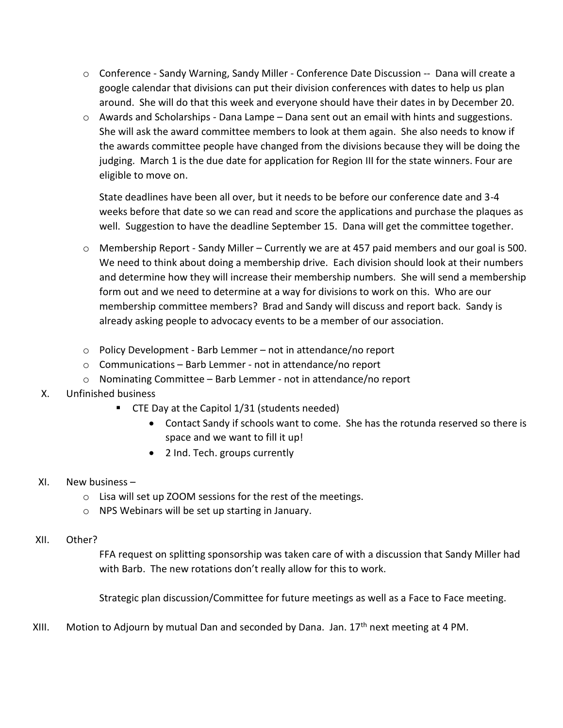- Conference - Sandy Warning, Sandy Miller - Conference Date Discussion -- Dana will create a google calendar that divisions can put their division conferences with dates to help us plan around. She will do that this week and everyone should have their dates in by December 20.
- Awards and Scholarships - Dana Lampe – Dana sent out an email with hints and suggestions. She will ask the award committee members to look at them again. She also needs to know if the awards committee people have changed from the divisions because they will be doing the judging. March 1 is the due date for application for Region III for the state winners. Four are eligible to move on.

  State deadlines have been all over, but it needs to be before our conference date and 3-4 weeks before that date so we can read and score the applications and purchase the plaques as well. Suggestion to have the deadline September 15. Dana will get the committee together.

- Membership Report - Sandy Miller – Currently we are at 457 paid members and our goal is 500. We need to think about doing a membership drive. Each division should look at their numbers and determine how they will increase their membership numbers. She will send a membership form out and we need to determine at a way for divisions to work on this. Who are our membership committee members? Brad and Sandy will discuss and report back. Sandy is already asking people to advocacy events to be a member of our association.

- Policy Development - Barb Lemmer – not in attendance/no report
- Communications – Barb Lemmer - not in attendance/no report
- Nominating Committee – Barb Lemmer - not in attendance/no report

X. Unfinished business
   - CTE Day at the Capitol 1/31 (students needed)
     - Contact Sandy if schools want to come. She has the rotunda reserved so there is space and we want to fill it up!
     - 2 Ind. Tech. groups currently

XI. New business –
   - Lisa will set up ZOOM sessions for the rest of the meetings.
   - NPS Webinars will be set up starting in January.

XII. Other?

   FFA request on splitting sponsorship was taken care of with a discussion that Sandy Miller had with Barb. The new rotations don't really allow for this to work.

   Strategic plan discussion/Committee for future meetings as well as a Face to Face meeting.

XIII. Motion to Adjourn by mutual Dan and seconded by Dana. Jan. 17th next meeting at 4 PM.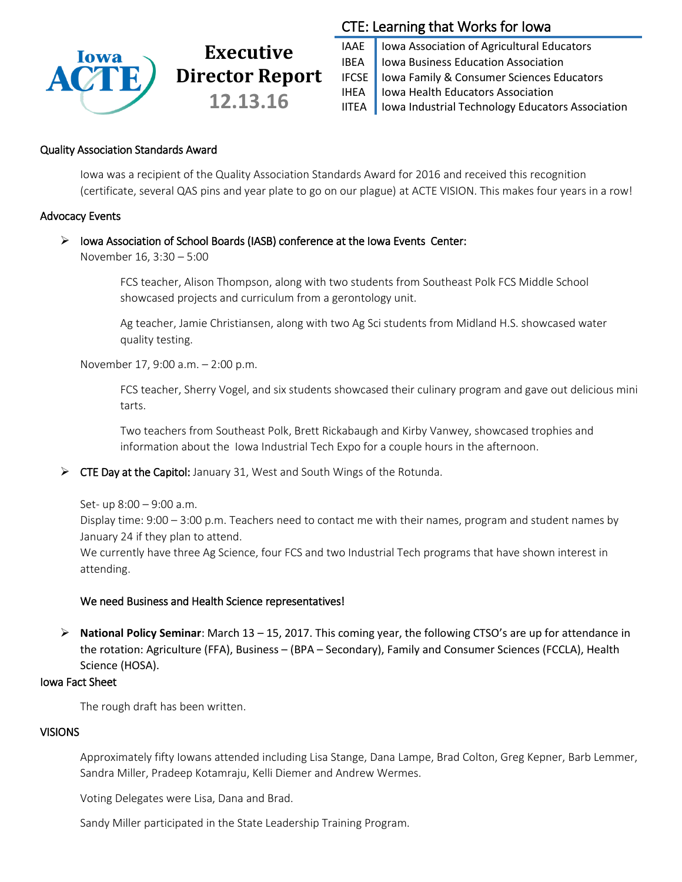# Executive Director Report

**12.13.16**

## CTE: Learning that Works for Iowa

| | |
|---|---|
| IAAE | Iowa Association of Agricultural Educators |
| IBEA | Iowa Business Education Association |
| IFCSE | Iowa Family & Consumer Sciences Educators |
| IHEA | Iowa Health Educators Association |
| IITEA | Iowa Industrial Technology Educators Association |

### Quality Association Standards Award

Iowa was a recipient of the Quality Association Standards Award for 2016 and received this recognition (certificate, several QAS pins and year plate to go on our plague) at ACTE VISION. This makes four years in a row!

### Advocacy Events

- Iowa Association of School Boards (IASB) conference at the Iowa Events Center:
  November 16, 3:30 – 5:00

  FCS teacher, Alison Thompson, along with two students from Southeast Polk FCS Middle School showcased projects and curriculum from a gerontology unit.

  Ag teacher, Jamie Christiansen, along with two Ag Sci students from Midland H.S. showcased water quality testing.

  November 17, 9:00 a.m. – 2:00 p.m.

  FCS teacher, Sherry Vogel, and six students showcased their culinary program and gave out delicious mini tarts.

  Two teachers from Southeast Polk, Brett Rickabaugh and Kirby Vanwey, showcased trophies and information about the Iowa Industrial Tech Expo for a couple hours in the afternoon.

- CTE Day at the Capitol: January 31, West and South Wings of the Rotunda.

  Set- up 8:00 – 9:00 a.m.
  Display time: 9:00 – 3:00 p.m. Teachers need to contact me with their names, program and student names by January 24 if they plan to attend.
  We currently have three Ag Science, four FCS and two Industrial Tech programs that have shown interest in attending.

  We need Business and Health Science representatives!

- **National Policy Seminar**: March 13 – 15, 2017. This coming year, the following CTSO's are up for attendance in the rotation: Agriculture (FFA), Business – (BPA – Secondary), Family and Consumer Sciences (FCCLA), Health Science (HOSA).

### Iowa Fact Sheet

The rough draft has been written.

### VISIONS

Approximately fifty Iowans attended including Lisa Stange, Dana Lampe, Brad Colton, Greg Kepner, Barb Lemmer, Sandra Miller, Pradeep Kotamraju, Kelli Diemer and Andrew Wermes.

Voting Delegates were Lisa, Dana and Brad.

Sandy Miller participated in the State Leadership Training Program.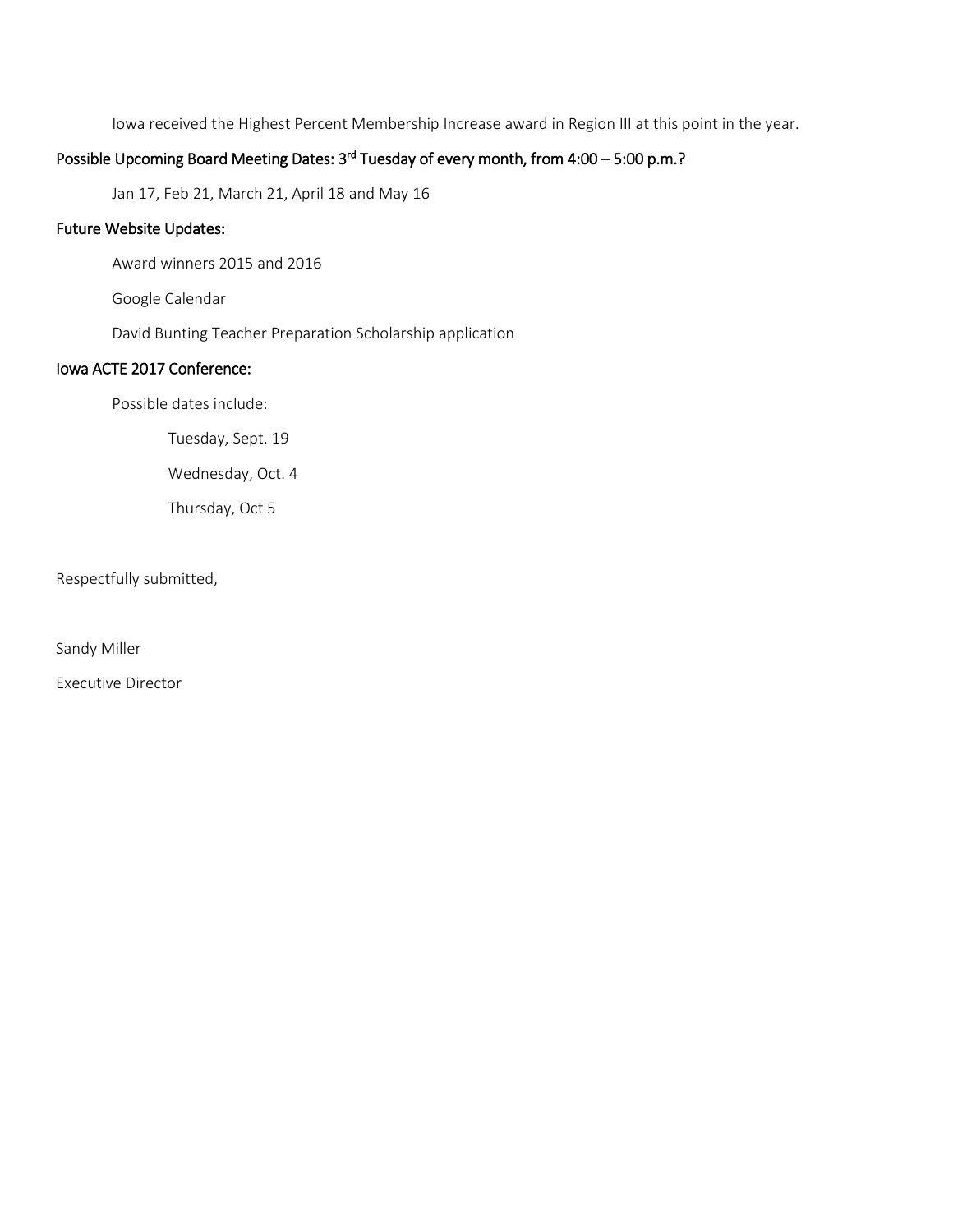Iowa received the Highest Percent Membership Increase award in Region III at this point in the year.

### Possible Upcoming Board Meeting Dates: 3rd Tuesday of every month, from 4:00 – 5:00 p.m.?

Jan 17, Feb 21, March 21, April 18 and May 16

### Future Website Updates:

Award winners 2015 and 2016

Google Calendar

David Bunting Teacher Preparation Scholarship application

### Iowa ACTE 2017 Conference:

Possible dates include:

- Tuesday, Sept. 19
- Wednesday, Oct. 4
- Thursday, Oct 5

Respectfully submitted,

Sandy Miller

Executive Director